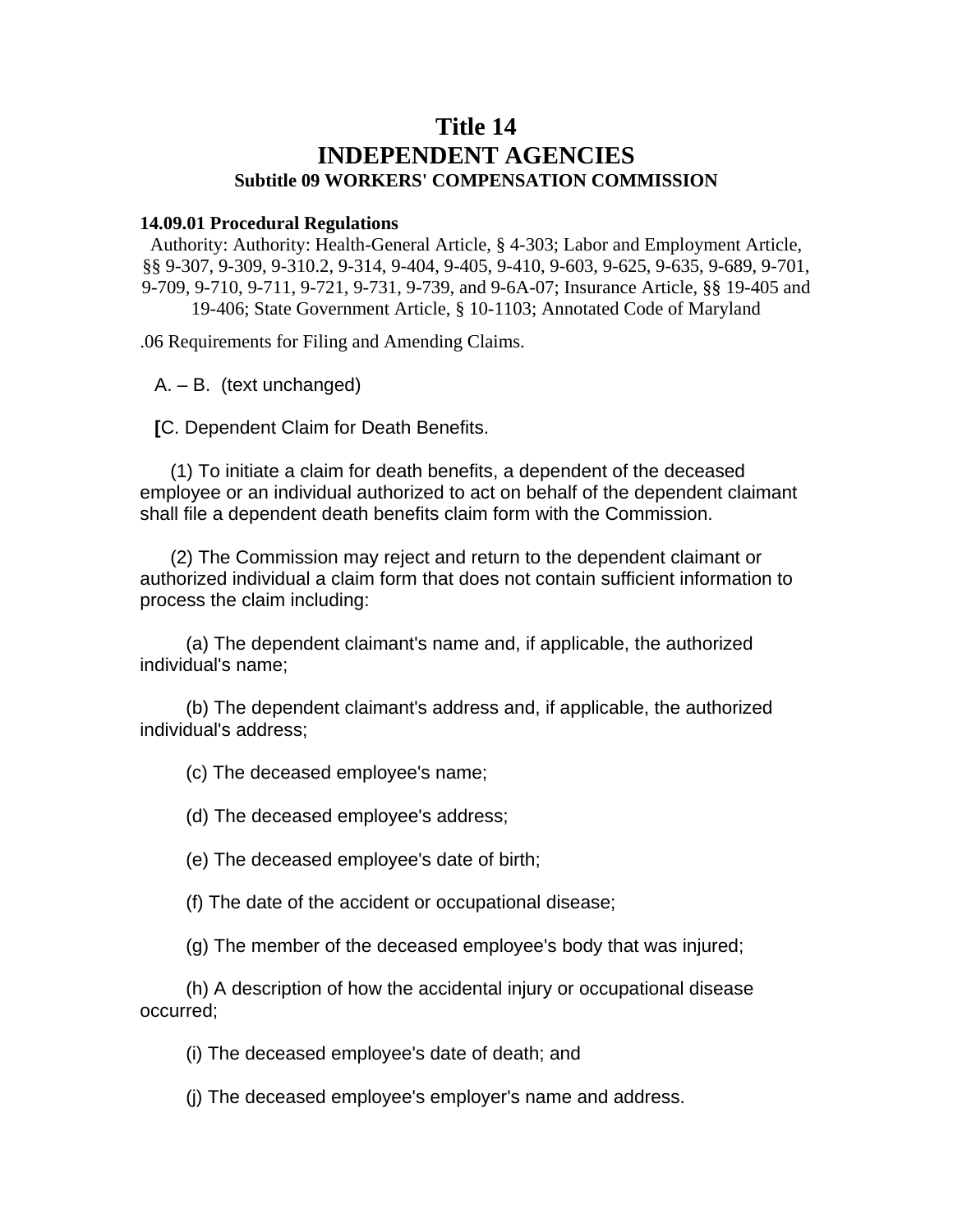# Title 14
# INDEPENDENT AGENCIES
### Subtitle 09 WORKERS' COMPENSATION COMMISSION

**14.09.01 Procedural Regulations**

Authority: Authority: Health-General Article, § 4-303; Labor and Employment Article, §§ 9-307, 9-309, 9-310.2, 9-314, 9-404, 9-405, 9-410, 9-603, 9-625, 9-635, 9-689, 9-701, 9-709, 9-710, 9-711, 9-721, 9-731, 9-739, and 9-6A-07; Insurance Article, §§ 19-405 and 19-406; State Government Article, § 10-1103; Annotated Code of Maryland

.06 Requirements for Filing and Amending Claims.

A. – B. (text unchanged)

**[**C. Dependent Claim for Death Benefits.

(1) To initiate a claim for death benefits, a dependent of the deceased employee or an individual authorized to act on behalf of the dependent claimant shall file a dependent death benefits claim form with the Commission.

(2) The Commission may reject and return to the dependent claimant or authorized individual a claim form that does not contain sufficient information to process the claim including:

(a) The dependent claimant's name and, if applicable, the authorized individual's name;

(b) The dependent claimant's address and, if applicable, the authorized individual's address;

(c) The deceased employee's name;

(d) The deceased employee's address;

(e) The deceased employee's date of birth;

(f) The date of the accident or occupational disease;

(g) The member of the deceased employee's body that was injured;

(h) A description of how the accidental injury or occupational disease occurred;

(i) The deceased employee's date of death; and

(j) The deceased employee's employer's name and address.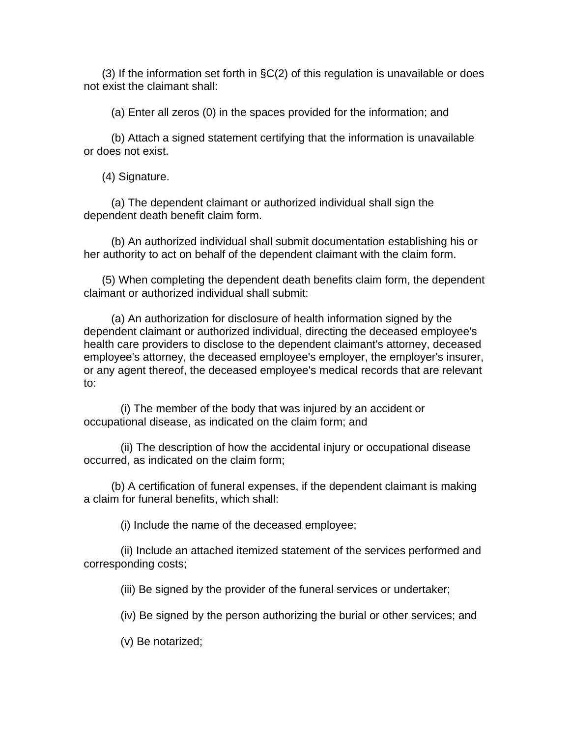(3) If the information set forth in §C(2) of this regulation is unavailable or does not exist the claimant shall:

(a) Enter all zeros (0) in the spaces provided for the information; and

(b) Attach a signed statement certifying that the information is unavailable or does not exist.

(4) Signature.

(a) The dependent claimant or authorized individual shall sign the dependent death benefit claim form.

(b) An authorized individual shall submit documentation establishing his or her authority to act on behalf of the dependent claimant with the claim form.

(5) When completing the dependent death benefits claim form, the dependent claimant or authorized individual shall submit:

(a) An authorization for disclosure of health information signed by the dependent claimant or authorized individual, directing the deceased employee's health care providers to disclose to the dependent claimant's attorney, deceased employee's attorney, the deceased employee's employer, the employer's insurer, or any agent thereof, the deceased employee's medical records that are relevant to:

(i) The member of the body that was injured by an accident or occupational disease, as indicated on the claim form; and

(ii) The description of how the accidental injury or occupational disease occurred, as indicated on the claim form;

(b) A certification of funeral expenses, if the dependent claimant is making a claim for funeral benefits, which shall:

(i) Include the name of the deceased employee;

(ii) Include an attached itemized statement of the services performed and corresponding costs;

(iii) Be signed by the provider of the funeral services or undertaker;

(iv) Be signed by the person authorizing the burial or other services; and

(v) Be notarized;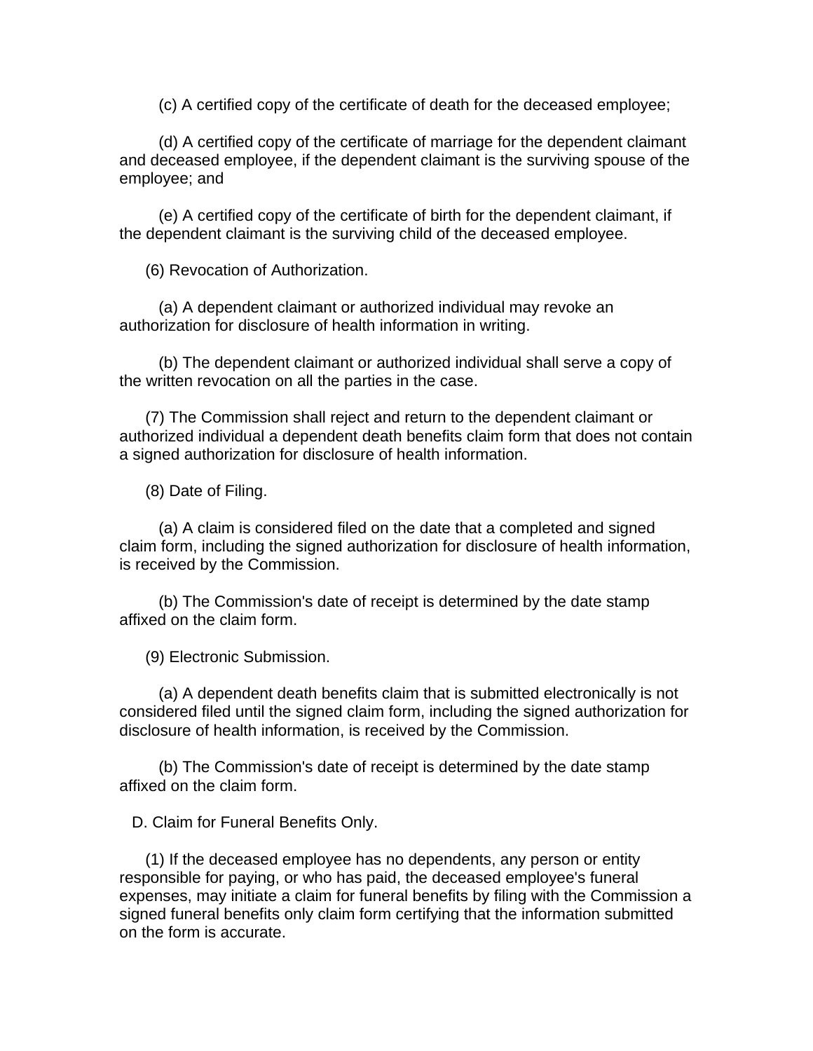(c) A certified copy of the certificate of death for the deceased employee;

(d) A certified copy of the certificate of marriage for the dependent claimant and deceased employee, if the dependent claimant is the surviving spouse of the employee; and

(e) A certified copy of the certificate of birth for the dependent claimant, if the dependent claimant is the surviving child of the deceased employee.

(6) Revocation of Authorization.

(a) A dependent claimant or authorized individual may revoke an authorization for disclosure of health information in writing.

(b) The dependent claimant or authorized individual shall serve a copy of the written revocation on all the parties in the case.

(7) The Commission shall reject and return to the dependent claimant or authorized individual a dependent death benefits claim form that does not contain a signed authorization for disclosure of health information.

(8) Date of Filing.

(a) A claim is considered filed on the date that a completed and signed claim form, including the signed authorization for disclosure of health information, is received by the Commission.

(b) The Commission's date of receipt is determined by the date stamp affixed on the claim form.

(9) Electronic Submission.

(a) A dependent death benefits claim that is submitted electronically is not considered filed until the signed claim form, including the signed authorization for disclosure of health information, is received by the Commission.

(b) The Commission's date of receipt is determined by the date stamp affixed on the claim form.

D. Claim for Funeral Benefits Only.

(1) If the deceased employee has no dependents, any person or entity responsible for paying, or who has paid, the deceased employee's funeral expenses, may initiate a claim for funeral benefits by filing with the Commission a signed funeral benefits only claim form certifying that the information submitted on the form is accurate.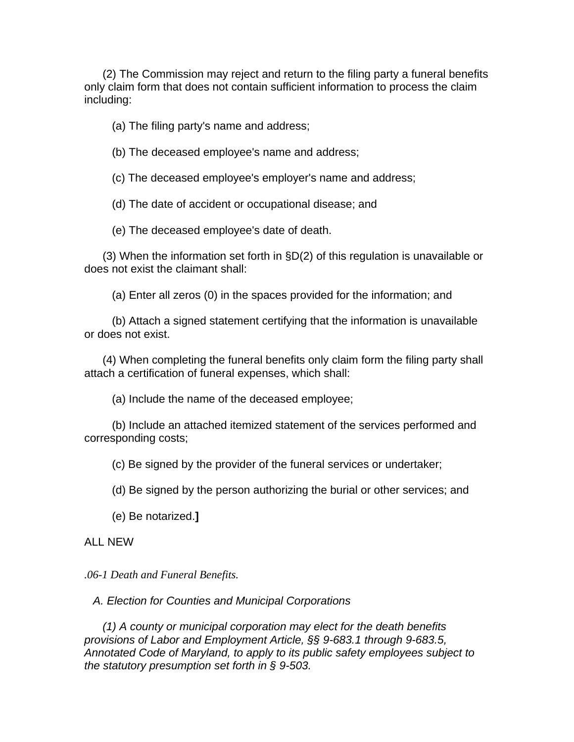(2) The Commission may reject and return to the filing party a funeral benefits only claim form that does not contain sufficient information to process the claim including:

(a) The filing party's name and address;

(b) The deceased employee's name and address;

(c) The deceased employee's employer's name and address;

(d) The date of accident or occupational disease; and

(e) The deceased employee's date of death.

(3) When the information set forth in §D(2) of this regulation is unavailable or does not exist the claimant shall:

(a) Enter all zeros (0) in the spaces provided for the information; and

(b) Attach a signed statement certifying that the information is unavailable or does not exist.

(4) When completing the funeral benefits only claim form the filing party shall attach a certification of funeral expenses, which shall:

(a) Include the name of the deceased employee;

(b) Include an attached itemized statement of the services performed and corresponding costs;

(c) Be signed by the provider of the funeral services or undertaker;

(d) Be signed by the person authorizing the burial or other services; and

(e) Be notarized.**]**

ALL NEW

*.06-1 Death and Funeral Benefits.*

*A. Election for Counties and Municipal Corporations*

*(1) A county or municipal corporation may elect for the death benefits provisions of Labor and Employment Article, §§ 9-683.1 through 9-683.5, Annotated Code of Maryland, to apply to its public safety employees subject to the statutory presumption set forth in § 9-503.*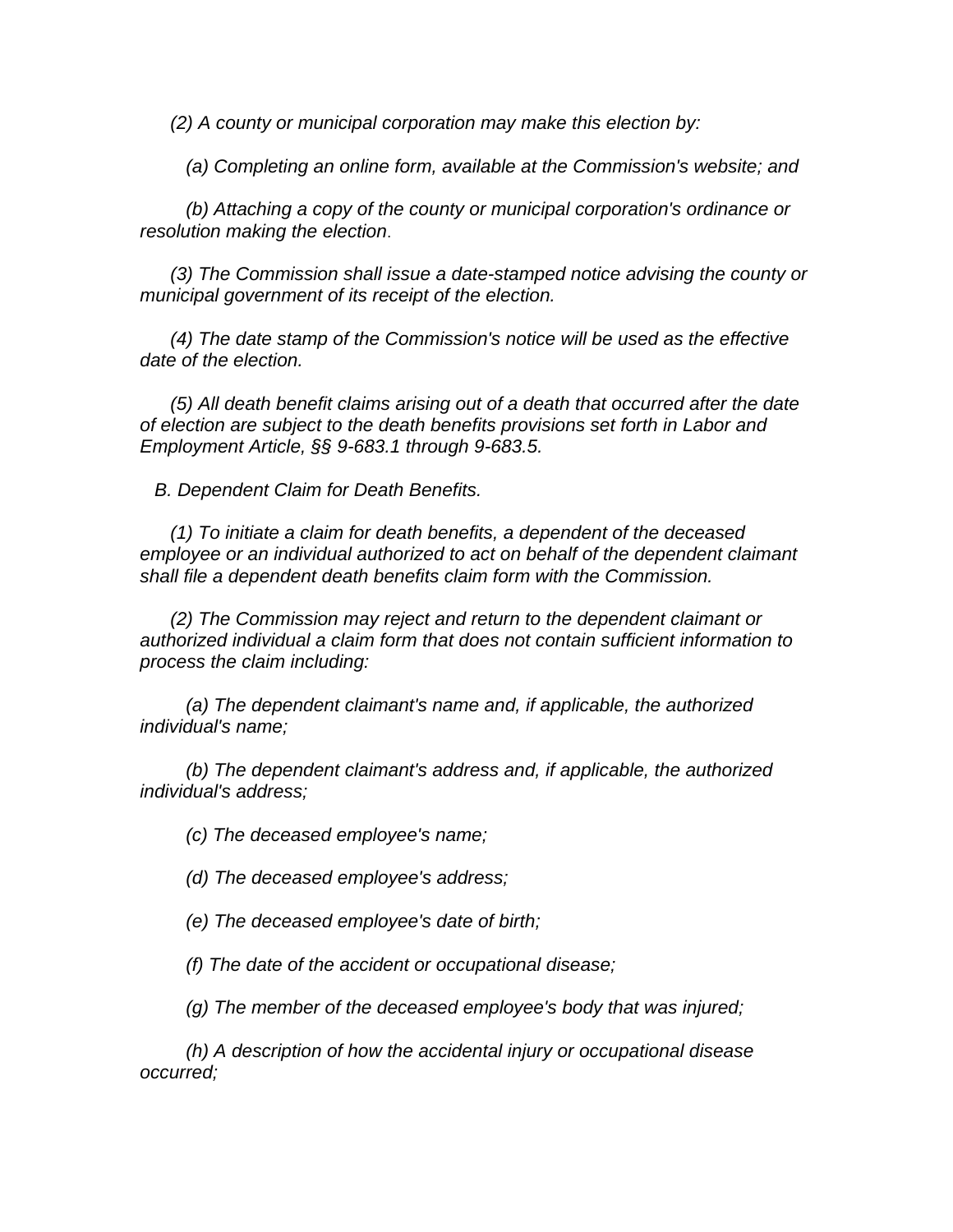*(2) A county or municipal corporation may make this election by:*

*(a) Completing an online form, available at the Commission's website; and*

*(b) Attaching a copy of the county or municipal corporation's ordinance or resolution making the election*.

*(3) The Commission shall issue a date-stamped notice advising the county or municipal government of its receipt of the election.*

*(4) The date stamp of the Commission's notice will be used as the effective date of the election.*

*(5) All death benefit claims arising out of a death that occurred after the date of election are subject to the death benefits provisions set forth in Labor and Employment Article, §§ 9-683.1 through 9-683.5.*

*B. Dependent Claim for Death Benefits.*

*(1) To initiate a claim for death benefits, a dependent of the deceased employee or an individual authorized to act on behalf of the dependent claimant shall file a dependent death benefits claim form with the Commission.*

*(2) The Commission may reject and return to the dependent claimant or authorized individual a claim form that does not contain sufficient information to process the claim including:*

*(a) The dependent claimant's name and, if applicable, the authorized individual's name;*

*(b) The dependent claimant's address and, if applicable, the authorized individual's address;*

*(c) The deceased employee's name;*

*(d) The deceased employee's address;*

*(e) The deceased employee's date of birth;*

*(f) The date of the accident or occupational disease;*

*(g) The member of the deceased employee's body that was injured;*

*(h) A description of how the accidental injury or occupational disease occurred;*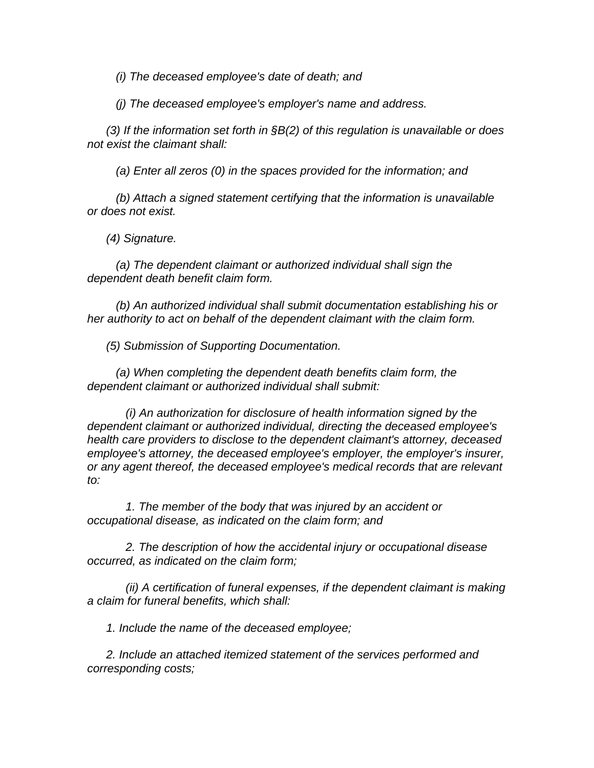*(i) The deceased employee's date of death; and*

*(j) The deceased employee's employer's name and address.*

*(3) If the information set forth in §B(2) of this regulation is unavailable or does not exist the claimant shall:*

*(a) Enter all zeros (0) in the spaces provided for the information; and*

*(b) Attach a signed statement certifying that the information is unavailable or does not exist.*

*(4) Signature.*

*(a) The dependent claimant or authorized individual shall sign the dependent death benefit claim form.*

*(b) An authorized individual shall submit documentation establishing his or her authority to act on behalf of the dependent claimant with the claim form.*

*(5) Submission of Supporting Documentation.*

*(a) When completing the dependent death benefits claim form, the dependent claimant or authorized individual shall submit:*

*(i) An authorization for disclosure of health information signed by the dependent claimant or authorized individual, directing the deceased employee's health care providers to disclose to the dependent claimant's attorney, deceased employee's attorney, the deceased employee's employer, the employer's insurer, or any agent thereof, the deceased employee's medical records that are relevant to:*

*1. The member of the body that was injured by an accident or occupational disease, as indicated on the claim form; and*

*2. The description of how the accidental injury or occupational disease occurred, as indicated on the claim form;*

*(ii) A certification of funeral expenses, if the dependent claimant is making a claim for funeral benefits, which shall:*

*1. Include the name of the deceased employee;*

*2. Include an attached itemized statement of the services performed and corresponding costs;*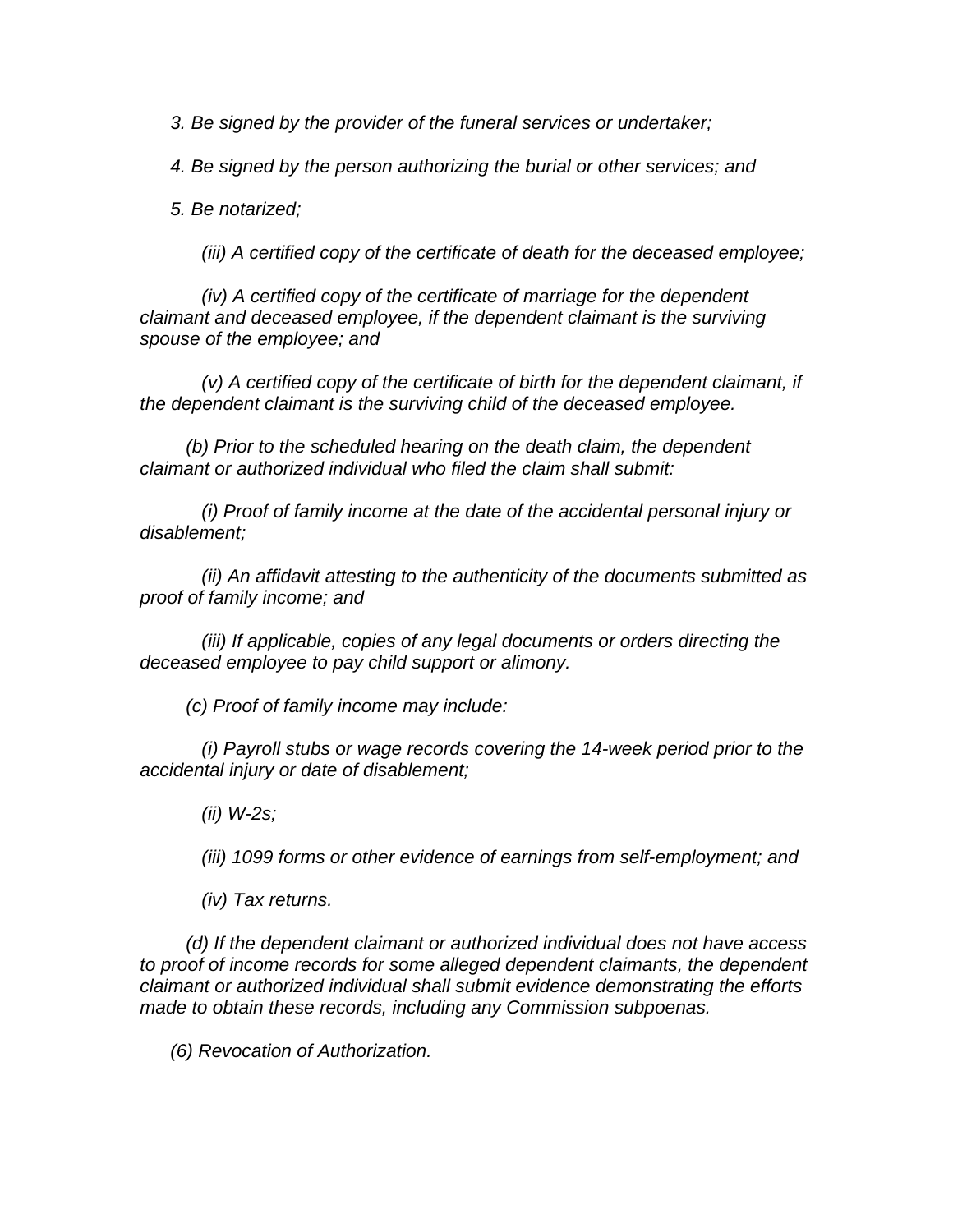*3. Be signed by the provider of the funeral services or undertaker;*

*4. Be signed by the person authorizing the burial or other services; and*

*5. Be notarized;*

*(iii) A certified copy of the certificate of death for the deceased employee;*

*(iv) A certified copy of the certificate of marriage for the dependent claimant and deceased employee, if the dependent claimant is the surviving spouse of the employee; and*

*(v) A certified copy of the certificate of birth for the dependent claimant, if the dependent claimant is the surviving child of the deceased employee.*

*(b) Prior to the scheduled hearing on the death claim, the dependent claimant or authorized individual who filed the claim shall submit:*

*(i) Proof of family income at the date of the accidental personal injury or disablement;*

*(ii) An affidavit attesting to the authenticity of the documents submitted as proof of family income; and*

*(iii) If applicable, copies of any legal documents or orders directing the deceased employee to pay child support or alimony.*

*(c) Proof of family income may include:*

*(i) Payroll stubs or wage records covering the 14-week period prior to the accidental injury or date of disablement;*

*(ii) W-2s;*

*(iii) 1099 forms or other evidence of earnings from self-employment; and*

*(iv) Tax returns.*

*(d) If the dependent claimant or authorized individual does not have access to proof of income records for some alleged dependent claimants, the dependent claimant or authorized individual shall submit evidence demonstrating the efforts made to obtain these records, including any Commission subpoenas.*

*(6) Revocation of Authorization.*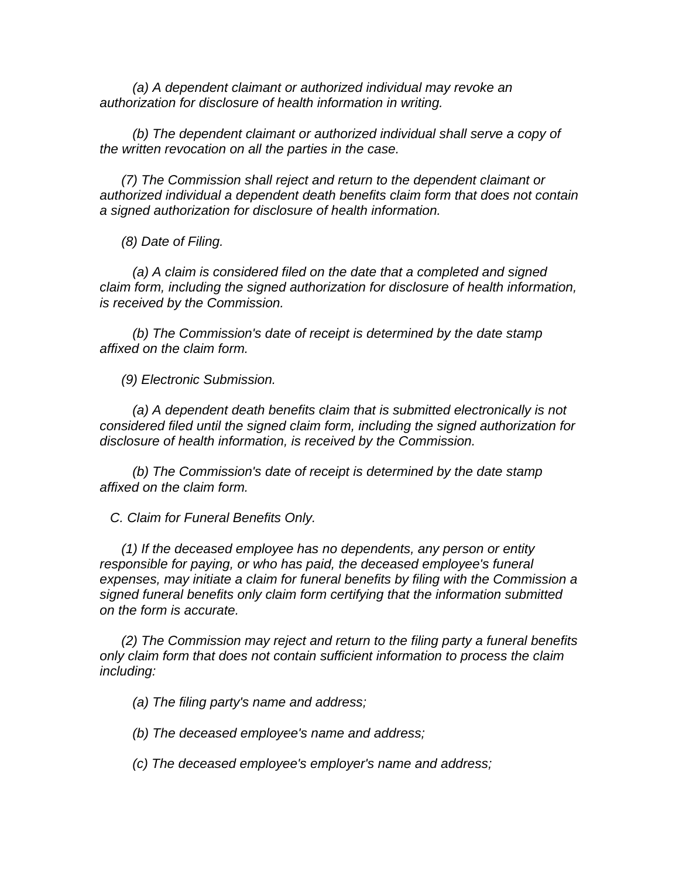*(a) A dependent claimant or authorized individual may revoke an authorization for disclosure of health information in writing.*

*(b) The dependent claimant or authorized individual shall serve a copy of the written revocation on all the parties in the case.*

*(7) The Commission shall reject and return to the dependent claimant or authorized individual a dependent death benefits claim form that does not contain a signed authorization for disclosure of health information.*

*(8) Date of Filing.*

*(a) A claim is considered filed on the date that a completed and signed claim form, including the signed authorization for disclosure of health information, is received by the Commission.*

*(b) The Commission's date of receipt is determined by the date stamp affixed on the claim form.*

*(9) Electronic Submission.*

*(a) A dependent death benefits claim that is submitted electronically is not considered filed until the signed claim form, including the signed authorization for disclosure of health information, is received by the Commission.*

*(b) The Commission's date of receipt is determined by the date stamp affixed on the claim form.*

*C. Claim for Funeral Benefits Only.*

*(1) If the deceased employee has no dependents, any person or entity responsible for paying, or who has paid, the deceased employee's funeral expenses, may initiate a claim for funeral benefits by filing with the Commission a signed funeral benefits only claim form certifying that the information submitted on the form is accurate.*

*(2) The Commission may reject and return to the filing party a funeral benefits only claim form that does not contain sufficient information to process the claim including:*

*(a) The filing party's name and address;*

*(b) The deceased employee's name and address;*

*(c) The deceased employee's employer's name and address;*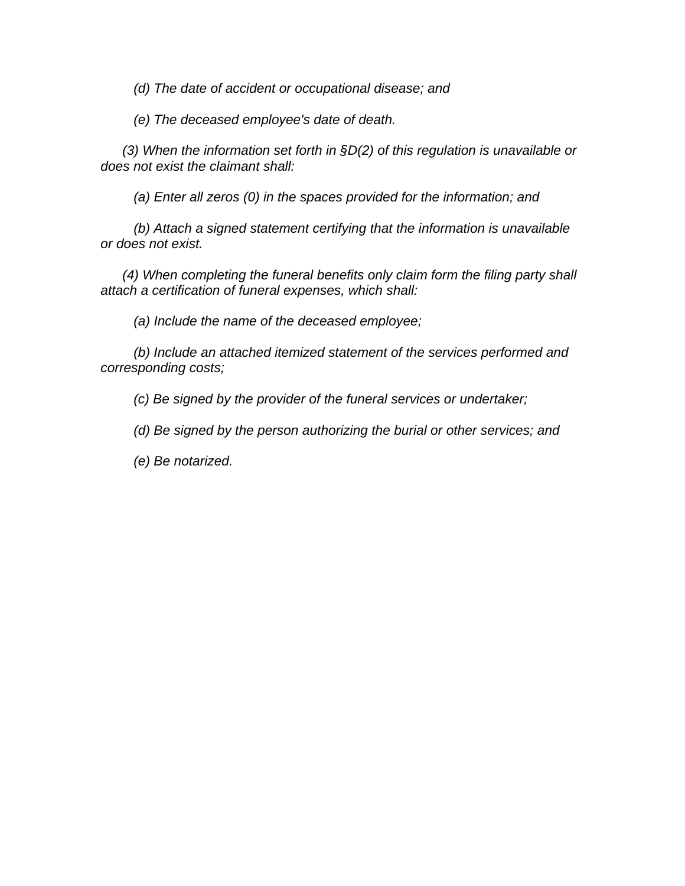*(d) The date of accident or occupational disease; and*

*(e) The deceased employee's date of death.*

*(3) When the information set forth in §D(2) of this regulation is unavailable or does not exist the claimant shall:*

*(a) Enter all zeros (0) in the spaces provided for the information; and*

*(b) Attach a signed statement certifying that the information is unavailable or does not exist.*

*(4) When completing the funeral benefits only claim form the filing party shall attach a certification of funeral expenses, which shall:*

*(a) Include the name of the deceased employee;*

*(b) Include an attached itemized statement of the services performed and corresponding costs;*

*(c) Be signed by the provider of the funeral services or undertaker;*

*(d) Be signed by the person authorizing the burial or other services; and*

*(e) Be notarized.*